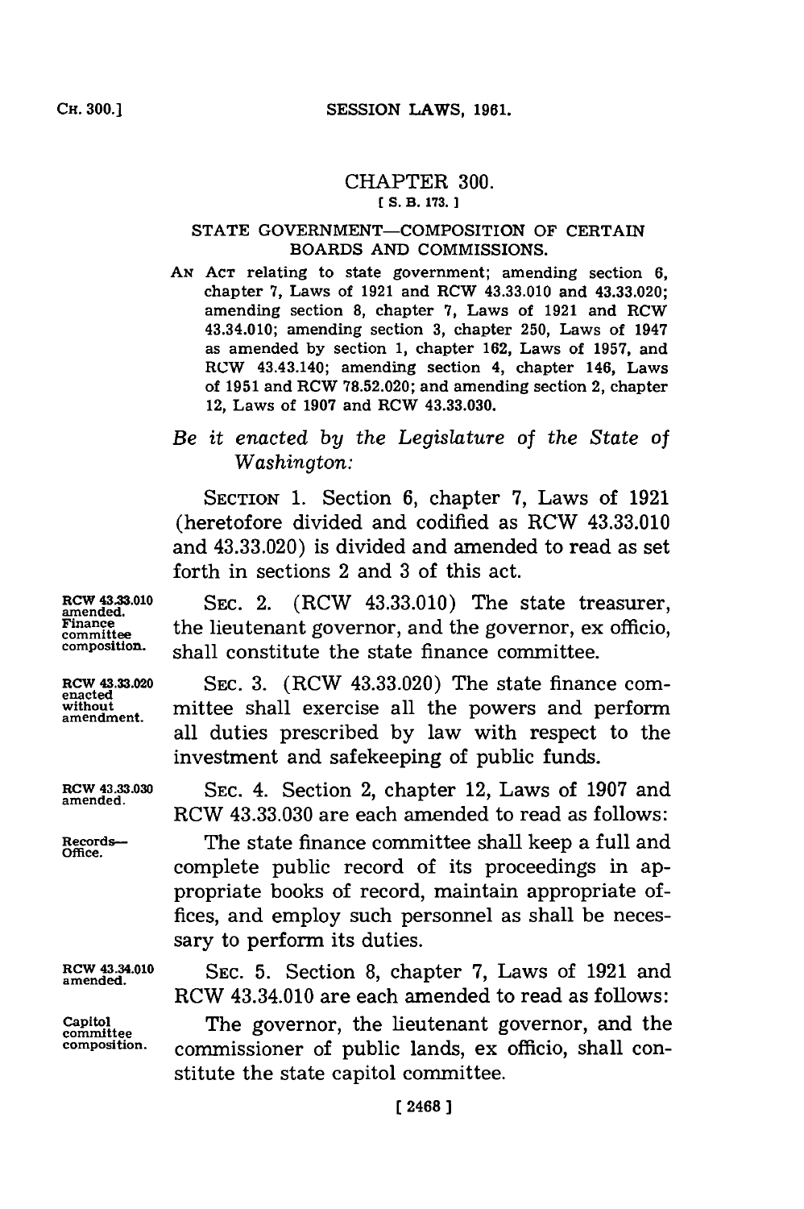# CHAPTER 300.

[ S. B. 173. ]

## STATE GOVERNMENT—COMPOSITION OF CERTAIN BOARDS AND COMMISSIONS.

AN ACT relating to state government; amending section 6, chapter 7, Laws of 1921 and RCW 43.33.010 and 43.33.020; amending section 8, chapter 7, Laws of 1921 and RCW 43.34.010; amending section 3, chapter 250, Laws of 1947 as amended by section 1, chapter 162, Laws of 1957, and RCW 43.43.140; amending section 4, chapter 146, Laws of 1951 and RCW 78.52.020; and amending section 2, chapter 12, Laws of 1907 and RCW 43.33.030.

*Be it enacted by the Legislature of the State of Washington:*

SECTION 1. Section 6, chapter 7, Laws of 1921 (heretofore divided and codified as RCW 43.33.010 and 43.33.020) is divided and amended to read as set forth in sections 2 and 3 of this act.

RCW 43.33.010 amended. Finance committee composition.

SEC. 2. (RCW 43.33.010) The state treasurer, the lieutenant governor, and the governor, ex officio, shall constitute the state finance committee.

RCW 43.33.020 enacted without amendment.

SEC. 3. (RCW 43.33.020) The state finance committee shall exercise all the powers and perform all duties prescribed by law with respect to the investment and safekeeping of public funds.

RCW 43.33.030 amended.

SEC. 4. Section 2, chapter 12, Laws of 1907 and RCW 43.33.030 are each amended to read as follows:

Records—Office.

The state finance committee shall keep a full and complete public record of its proceedings in appropriate books of record, maintain appropriate offices, and employ such personnel as shall be necessary to perform its duties.

RCW 43.34.010 amended.

SEC. 5. Section 8, chapter 7, Laws of 1921 and RCW 43.34.010 are each amended to read as follows:

Capitol committee composition.

The governor, the lieutenant governor, and the commissioner of public lands, ex officio, shall constitute the state capitol committee.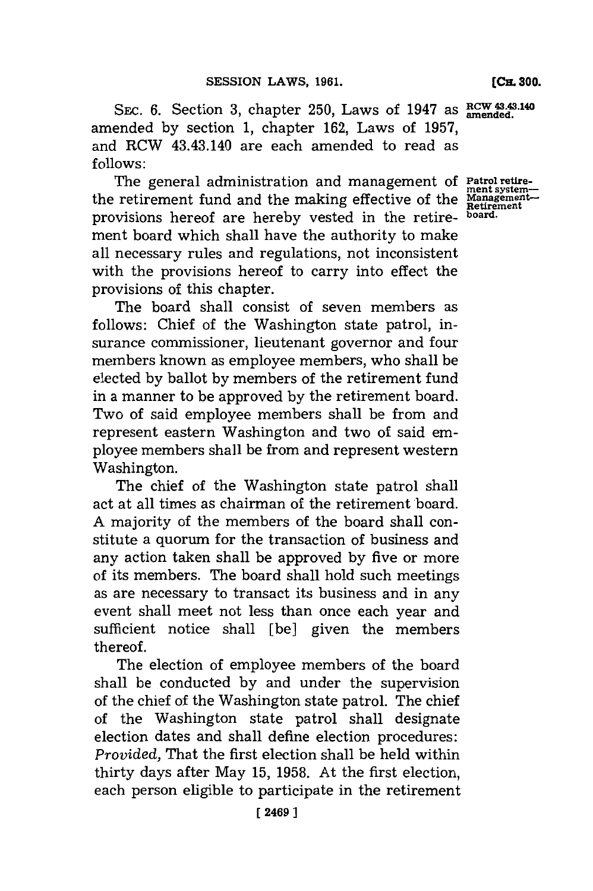SEC. 6. Section 3, chapter 250, Laws of 1947 as amended by section 1, chapter 162, Laws of 1957, and RCW 43.43.140 are each amended to read as follows:

RCW 43.43.140 amended.

Patrol retirement system—Management—Retirement board.

The general administration and management of the retirement fund and the making effective of the provisions hereof are hereby vested in the retirement board which shall have the authority to make all necessary rules and regulations, not inconsistent with the provisions hereof to carry into effect the provisions of this chapter.

The board shall consist of seven members as follows: Chief of the Washington state patrol, insurance commissioner, lieutenant governor and four members known as employee members, who shall be elected by ballot by members of the retirement fund in a manner to be approved by the retirement board. Two of said employee members shall be from and represent eastern Washington and two of said employee members shall be from and represent western Washington.

The chief of the Washington state patrol shall act at all times as chairman of the retirement board. A majority of the members of the board shall constitute a quorum for the transaction of business and any action taken shall be approved by five or more of its members. The board shall hold such meetings as are necessary to transact its business and in any event shall meet not less than once each year and sufficient notice shall [be] given the members thereof.

The election of employee members of the board shall be conducted by and under the supervision of the chief of the Washington state patrol. The chief of the Washington state patrol shall designate election dates and shall define election procedures: *Provided,* That the first election shall be held within thirty days after May 15, 1958. At the first election, each person eligible to participate in the retirement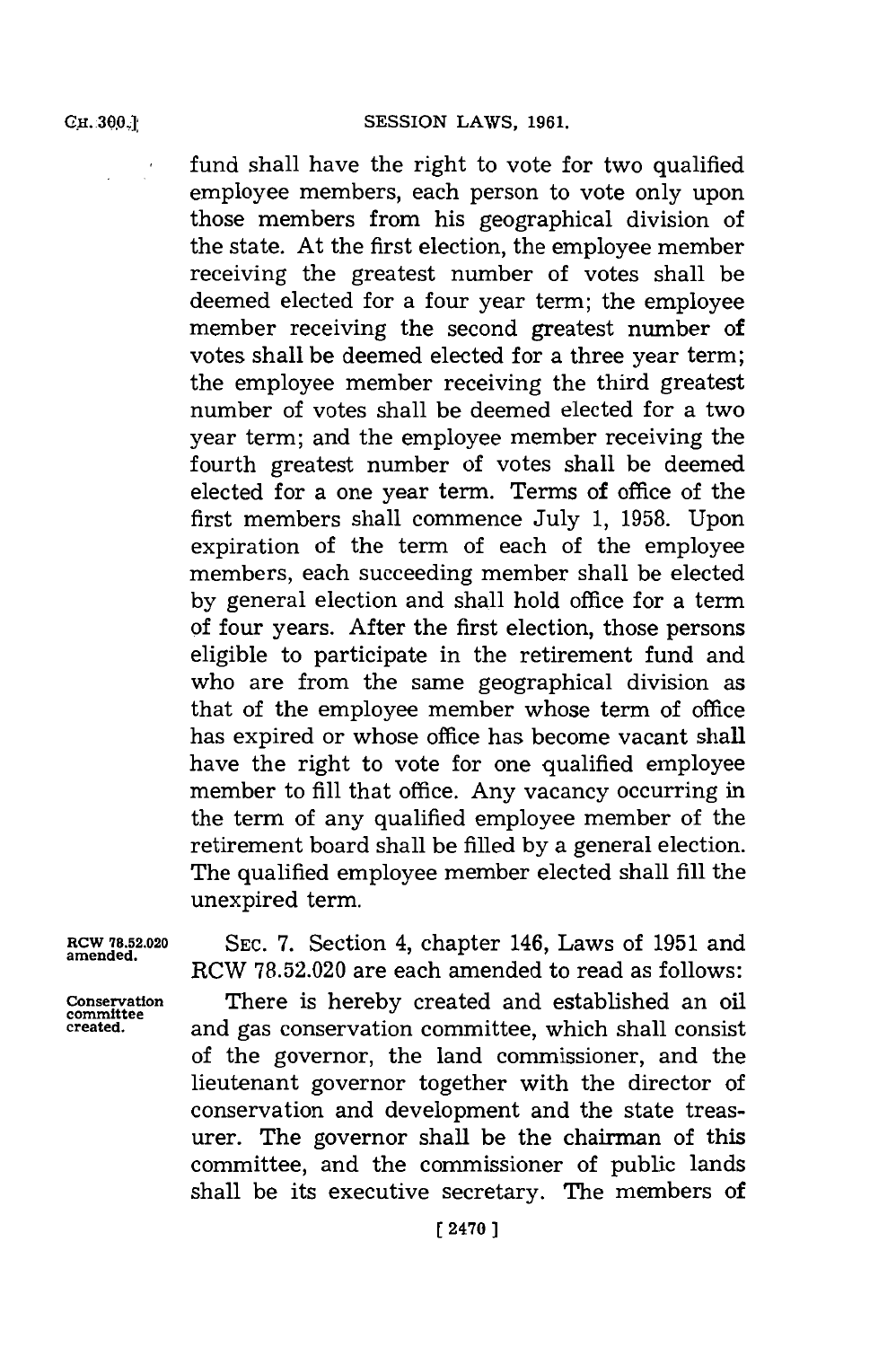fund shall have the right to vote for two qualified employee members, each person to vote only upon those members from his geographical division of the state. At the first election, the employee member receiving the greatest number of votes shall be deemed elected for a four year term; the employee member receiving the second greatest number of votes shall be deemed elected for a three year term; the employee member receiving the third greatest number of votes shall be deemed elected for a two year term; and the employee member receiving the fourth greatest number of votes shall be deemed elected for a one year term. Terms of office of the first members shall commence July 1, 1958. Upon expiration of the term of each of the employee members, each succeeding member shall be elected by general election and shall hold office for a term of four years. After the first election, those persons eligible to participate in the retirement fund and who are from the same geographical division as that of the employee member whose term of office has expired or whose office has become vacant shall have the right to vote for one qualified employee member to fill that office. Any vacancy occurring in the term of any qualified employee member of the retirement board shall be filled by a general election. The qualified employee member elected shall fill the unexpired term.

**RCW 78.52.020 amended.**

SEC. 7. Section 4, chapter 146, Laws of 1951 and RCW 78.52.020 are each amended to read as follows:

**Conservation committee created.**

There is hereby created and established an oil and gas conservation committee, which shall consist of the governor, the land commissioner, and the lieutenant governor together with the director of conservation and development and the state treasurer. The governor shall be the chairman of this committee, and the commissioner of public lands shall be its executive secretary. The members of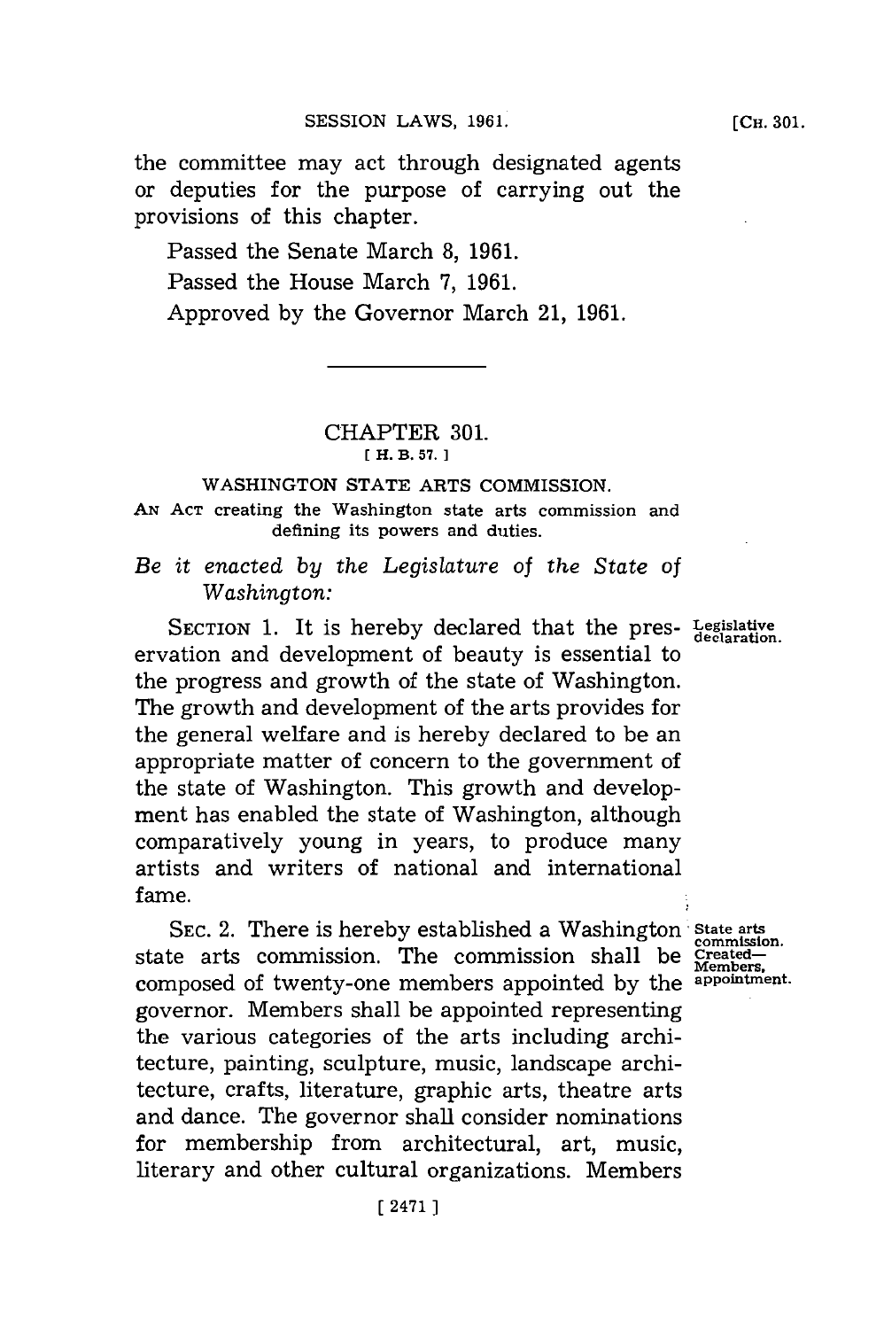the committee may act through designated agents or deputies for the purpose of carrying out the provisions of this chapter.

Passed the Senate March 8, 1961.

Passed the House March 7, 1961.

Approved by the Governor March 21, 1961.

---

## CHAPTER 301.

[ H. B. 57. ]

### WASHINGTON STATE ARTS COMMISSION.

AN ACT creating the Washington state arts commission and defining its powers and duties.

*Be it enacted by the Legislature of the State of Washington:*

SECTION 1. It is hereby declared that the preservation and development of beauty is essential to the progress and growth of the state of Washington. The growth and development of the arts provides for the general welfare and is hereby declared to be an appropriate matter of concern to the government of the state of Washington. This growth and development has enabled the state of Washington, although comparatively young in years, to produce many artists and writers of national and international fame.

Legislative declaration.

SEC. 2. There is hereby established a Washington state arts commission. The commission shall be composed of twenty-one members appointed by the governor. Members shall be appointed representing the various categories of the arts including architecture, painting, sculpture, music, landscape architecture, crafts, literature, graphic arts, theatre arts and dance. The governor shall consider nominations for membership from architectural, art, music, literary and other cultural organizations. Members

State arts commission. Created—Members, appointment.